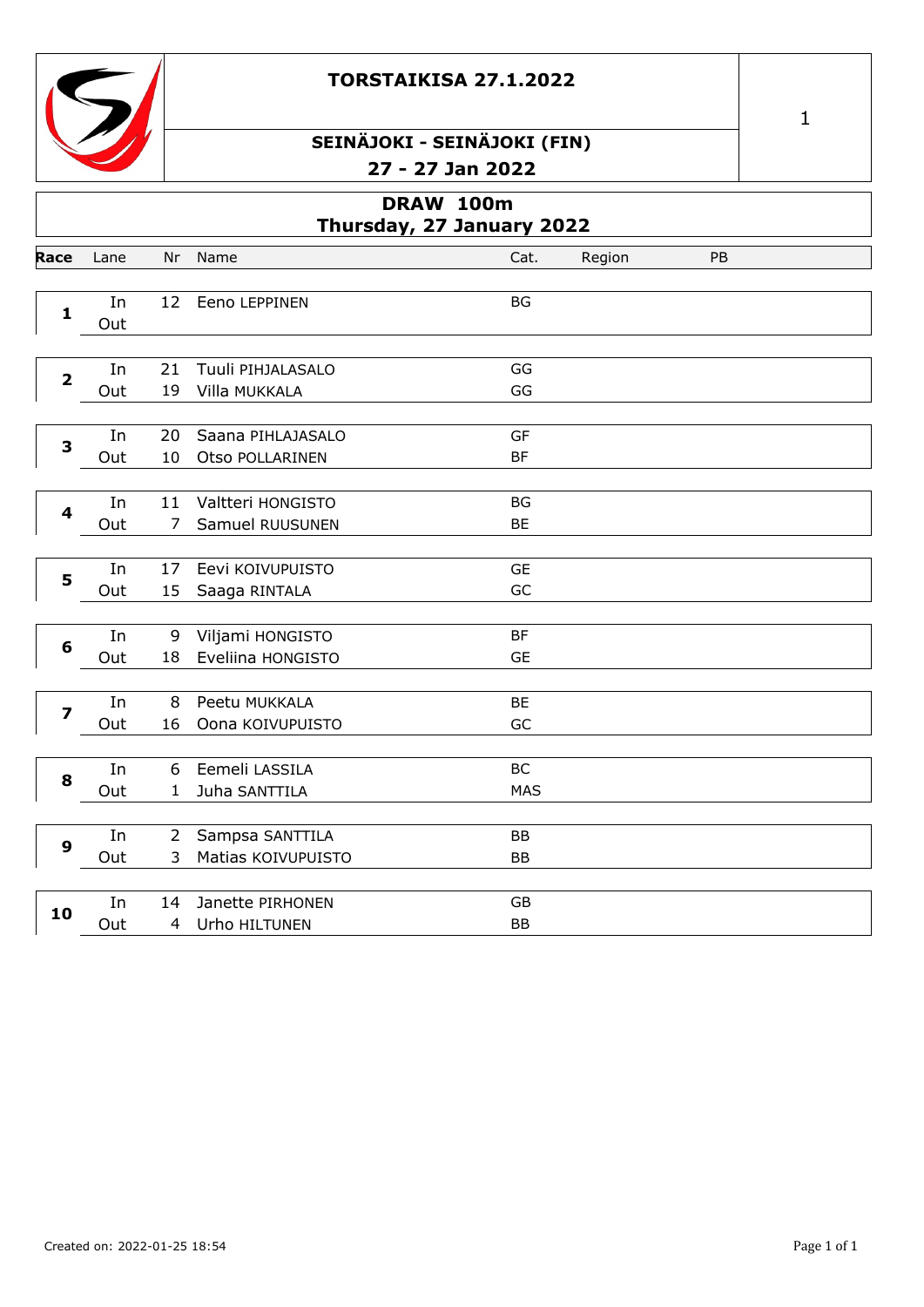# TORSTAIKISA 27.1.2022

## SEINÄJOKI - SEINÄJOKI (FIN)

## 27 - 27 Jan 2022

## DRAW 100m
### Thursday, 27 January 2022

| Race | Lane | Nr | Name | Cat. | Region | PB |
|---|---|---|---|---|---|---|
| 1 | In | 12 | Eeno LEPPINEN | BG | | |
| | Out | | | | | |
| 2 | In | 21 | Tuuli PIHJALASALO | GG | | |
| | Out | 19 | Villa MUKKALA | GG | | |
| 3 | In | 20 | Saana PIHLAJASALO | GF | | |
| | Out | 10 | Otso POLLARINEN | BF | | |
| 4 | In | 11 | Valtteri HONGISTO | BG | | |
| | Out | 7 | Samuel RUUSUNEN | BE | | |
| 5 | In | 17 | Eevi KOIVUPUISTO | GE | | |
| | Out | 15 | Saaga RINTALA | GC | | |
| 6 | In | 9 | Viljami HONGISTO | BF | | |
| | Out | 18 | Eveliina HONGISTO | GE | | |
| 7 | In | 8 | Peetu MUKKALA | BE | | |
| | Out | 16 | Oona KOIVUPUISTO | GC | | |
| 8 | In | 6 | Eemeli LASSILA | BC | | |
| | Out | 1 | Juha SANTTILA | MAS | | |
| 9 | In | 2 | Sampsa SANTTILA | BB | | |
| | Out | 3 | Matias KOIVUPUISTO | BB | | |
| 10 | In | 14 | Janette PIRHONEN | GB | | |
| | Out | 4 | Urho HILTUNEN | BB | | |

Created on: 2022-01-25 18:54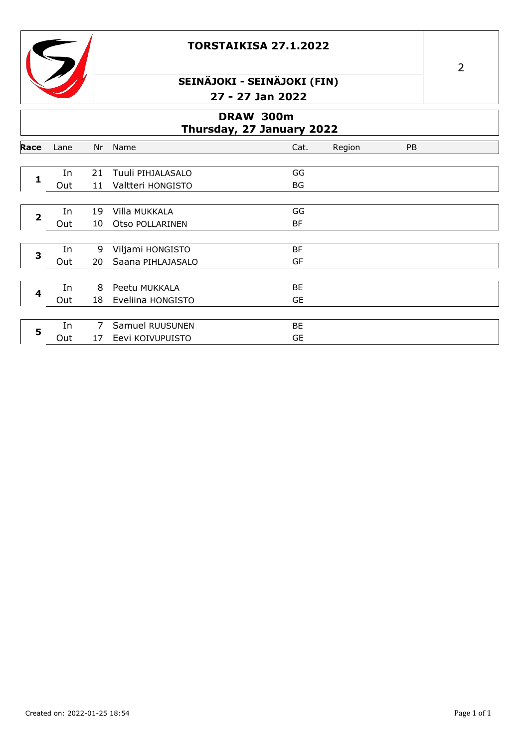# TORSTAIKISA 27.1.2022

## SEINÄJOKI - SEINÄJOKI (FIN)

## 27 - 27 Jan 2022

## DRAW 300m
### Thursday, 27 January 2022

| Race | Lane | Nr | Name | Cat. | Region | PB |
|---|---|---|---|---|---|---|
| 1 | In | 21 | Tuuli PIHJALASALO | GG | | |
| | Out | 11 | Valtteri HONGISTO | BG | | |
| 2 | In | 19 | Villa MUKKALA | GG | | |
| | Out | 10 | Otso POLLARINEN | BF | | |
| 3 | In | 9 | Viljami HONGISTO | BF | | |
| | Out | 20 | Saana PIHLAJASALO | GF | | |
| 4 | In | 8 | Peetu MUKKALA | BE | | |
| | Out | 18 | Eveliina HONGISTO | GE | | |
| 5 | In | 7 | Samuel RUUSUNEN | BE | | |
| | Out | 17 | Eevi KOIVUPUISTO | GE | | |

Created on: 2022-01-25 18:54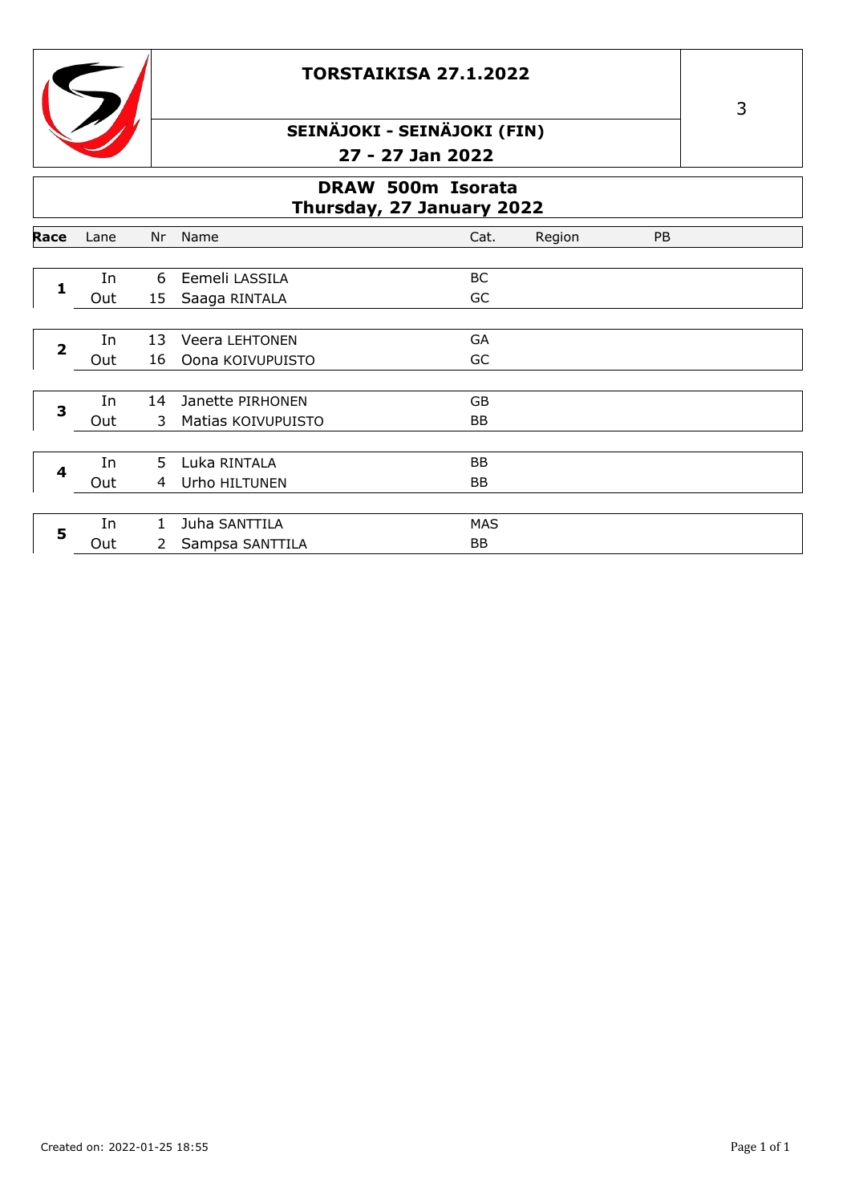# TORSTAIKISA 27.1.2022

## SEINÄJOKI - SEINÄJOKI (FIN)

## 27 - 27 Jan 2022

3

### DRAW 500m Isorata

### Thursday, 27 January 2022

| Race | Lane | Nr | Name | Cat. | Region | PB |
|---|---|---|---|---|---|---|
| 1 | In | 6 | Eemeli LASSILA | BC | | |
| | Out | 15 | Saaga RINTALA | GC | | |
| 2 | In | 13 | Veera LEHTONEN | GA | | |
| | Out | 16 | Oona KOIVUPUISTO | GC | | |
| 3 | In | 14 | Janette PIRHONEN | GB | | |
| | Out | 3 | Matias KOIVUPUISTO | BB | | |
| 4 | In | 5 | Luka RINTALA | BB | | |
| | Out | 4 | Urho HILTUNEN | BB | | |
| 5 | In | 1 | Juha SANTTILA | MAS | | |
| | Out | 2 | Sampsa SANTTILA | BB | | |

Created on: 2022-01-25 18:55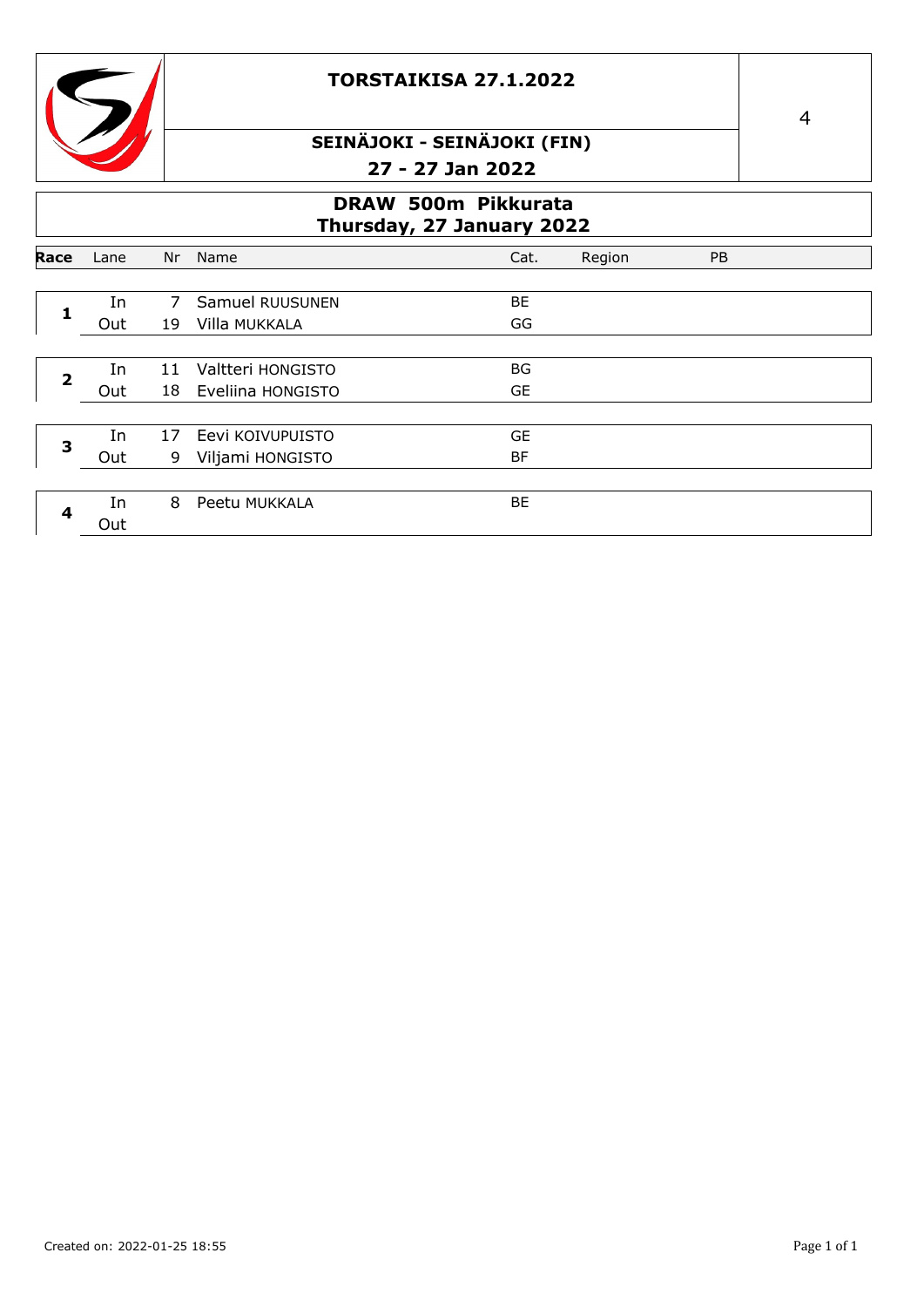# TORSTAIKISA 27.1.2022

## SEINÄJOKI - SEINÄJOKI (FIN)

**27 - 27 Jan 2022**

4

## DRAW 500m Pikkurata

**Thursday, 27 January 2022**

| Race | Lane | Nr | Name | Cat. | Region | PB |
|---|---|---|---|---|---|---|
| 1 | In | 7 | Samuel RUUSUNEN | BE | | |
| | Out | 19 | Villa MUKKALA | GG | | |
| 2 | In | 11 | Valtteri HONGISTO | BG | | |
| | Out | 18 | Eveliina HONGISTO | GE | | |
| 3 | In | 17 | Eevi KOIVUPUISTO | GE | | |
| | Out | 9 | Viljami HONGISTO | BF | | |
| 4 | In | 8 | Peetu MUKKALA | BE | | |
| | Out | | | | | |

Created on: 2022-01-25 18:55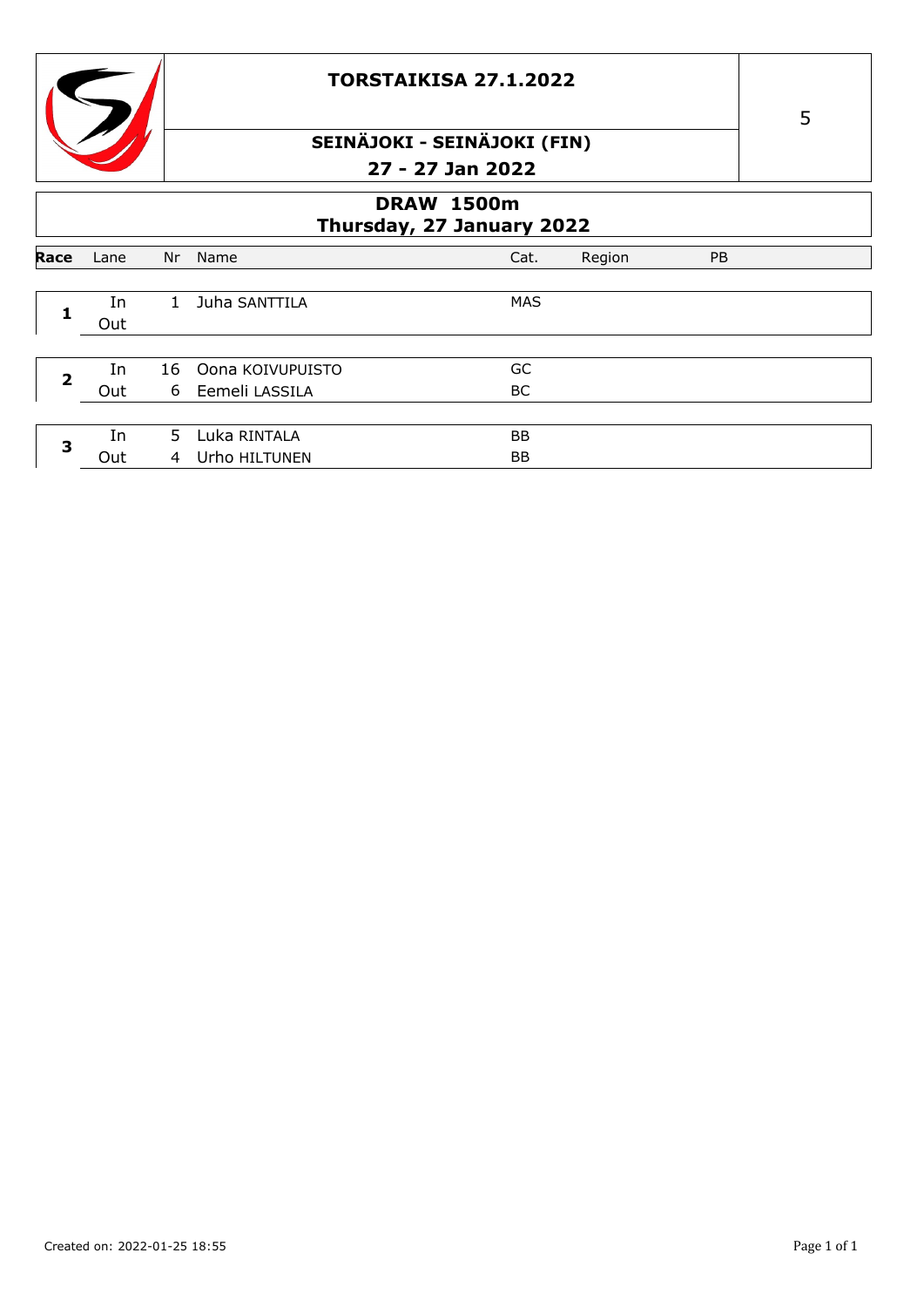# TORSTAIKISA 27.1.2022

5

## SEINÄJOKI - SEINÄJOKI (FIN)

## 27 - 27 Jan 2022

## DRAW 1500m
## Thursday, 27 January 2022

| Race | Lane | Nr | Name | Cat. | Region | PB |
|---|---|---|---|---|---|---|
| 1 | In | 1 | Juha SANTTILA | MAS | | |
| | Out | | | | | |
| 2 | In | 16 | Oona KOIVUPUISTO | GC | | |
| | Out | 6 | Eemeli LASSILA | BC | | |
| 3 | In | 5 | Luka RINTALA | BB | | |
| | Out | 4 | Urho HILTUNEN | BB | | |

Created on: 2022-01-25 18:55